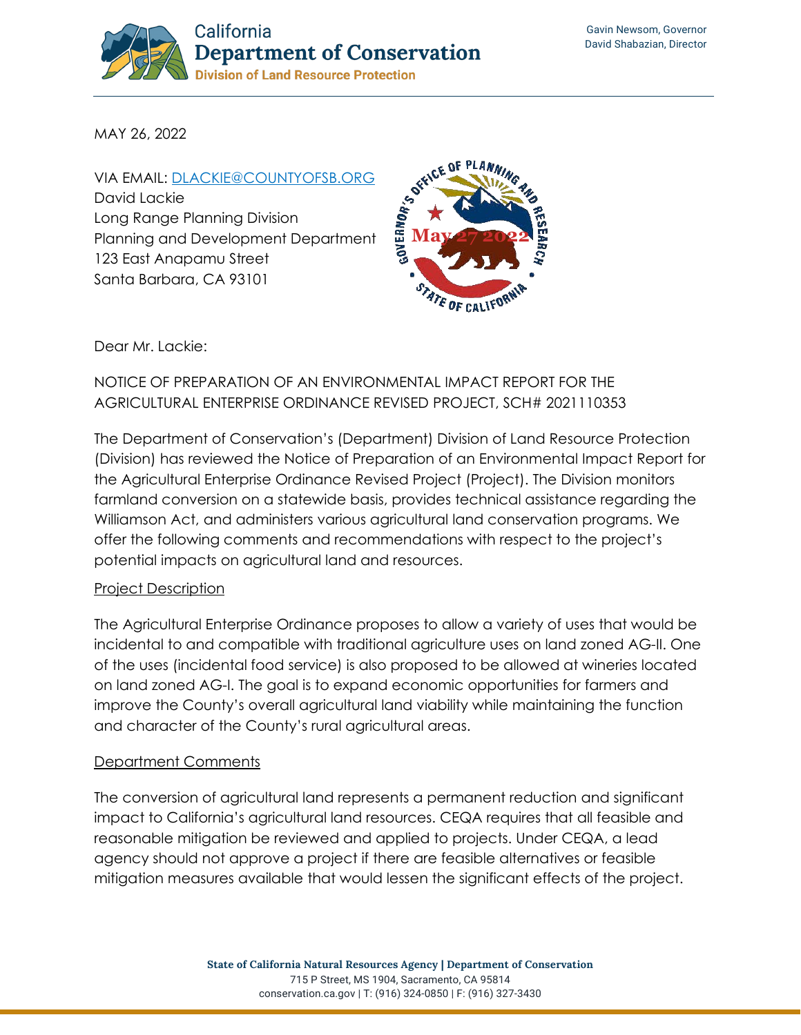California
**Department of Conservation**
Division of Land Resource Protection

Gavin Newsom, Governor
David Shabazian, Director

MAY 26, 2022

VIA EMAIL: [DLACKIE@COUNTYOFSB.ORG](mailto:DLACKIE@COUNTYOFSB.ORG)
David Lackie
Long Range Planning Division
Planning and Development Department
123 East Anapamu Street
Santa Barbara, CA 93101

GOVERNOR'S OFFICE OF PLANNING AND RESEARCH
May 27 2022
STATE OF CALIFORNIA

Dear Mr. Lackie:

NOTICE OF PREPARATION OF AN ENVIRONMENTAL IMPACT REPORT FOR THE AGRICULTURAL ENTERPRISE ORDINANCE REVISED PROJECT, SCH# 2021110353

The Department of Conservation's (Department) Division of Land Resource Protection (Division) has reviewed the Notice of Preparation of an Environmental Impact Report for the Agricultural Enterprise Ordinance Revised Project (Project). The Division monitors farmland conversion on a statewide basis, provides technical assistance regarding the Williamson Act, and administers various agricultural land conservation programs. We offer the following comments and recommendations with respect to the project's potential impacts on agricultural land and resources.

Project Description

The Agricultural Enterprise Ordinance proposes to allow a variety of uses that would be incidental to and compatible with traditional agriculture uses on land zoned AG-II. One of the uses (incidental food service) is also proposed to be allowed at wineries located on land zoned AG-I. The goal is to expand economic opportunities for farmers and improve the County's overall agricultural land viability while maintaining the function and character of the County's rural agricultural areas.

Department Comments

The conversion of agricultural land represents a permanent reduction and significant impact to California's agricultural land resources. CEQA requires that all feasible and reasonable mitigation be reviewed and applied to projects. Under CEQA, a lead agency should not approve a project if there are feasible alternatives or feasible mitigation measures available that would lessen the significant effects of the project.

**State of California Natural Resources Agency | Department of Conservation**
715 P Street, MS 1904, Sacramento, CA 95814
conservation.ca.gov | T: (916) 324-0850 | F: (916) 327-3430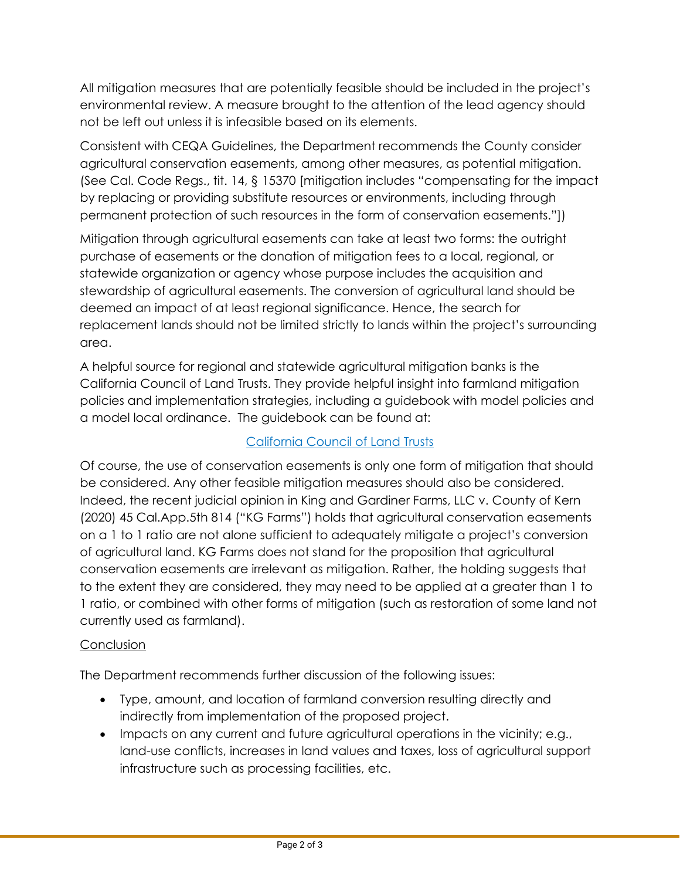All mitigation measures that are potentially feasible should be included in the project's environmental review. A measure brought to the attention of the lead agency should not be left out unless it is infeasible based on its elements.

Consistent with CEQA Guidelines, the Department recommends the County consider agricultural conservation easements, among other measures, as potential mitigation. (See Cal. Code Regs., tit. 14, § 15370 [mitigation includes "compensating for the impact by replacing or providing substitute resources or environments, including through permanent protection of such resources in the form of conservation easements."])

Mitigation through agricultural easements can take at least two forms: the outright purchase of easements or the donation of mitigation fees to a local, regional, or statewide organization or agency whose purpose includes the acquisition and stewardship of agricultural easements. The conversion of agricultural land should be deemed an impact of at least regional significance. Hence, the search for replacement lands should not be limited strictly to lands within the project's surrounding area.

A helpful source for regional and statewide agricultural mitigation banks is the California Council of Land Trusts. They provide helpful insight into farmland mitigation policies and implementation strategies, including a guidebook with model policies and a model local ordinance. The guidebook can be found at:

California Council of Land Trusts

Of course, the use of conservation easements is only one form of mitigation that should be considered. Any other feasible mitigation measures should also be considered. Indeed, the recent judicial opinion in King and Gardiner Farms, LLC v. County of Kern (2020) 45 Cal.App.5th 814 ("KG Farms") holds that agricultural conservation easements on a 1 to 1 ratio are not alone sufficient to adequately mitigate a project's conversion of agricultural land. KG Farms does not stand for the proposition that agricultural conservation easements are irrelevant as mitigation. Rather, the holding suggests that to the extent they are considered, they may need to be applied at a greater than 1 to 1 ratio, or combined with other forms of mitigation (such as restoration of some land not currently used as farmland).

## Conclusion

The Department recommends further discussion of the following issues:

- Type, amount, and location of farmland conversion resulting directly and indirectly from implementation of the proposed project.
- Impacts on any current and future agricultural operations in the vicinity; e.g., land-use conflicts, increases in land values and taxes, loss of agricultural support infrastructure such as processing facilities, etc.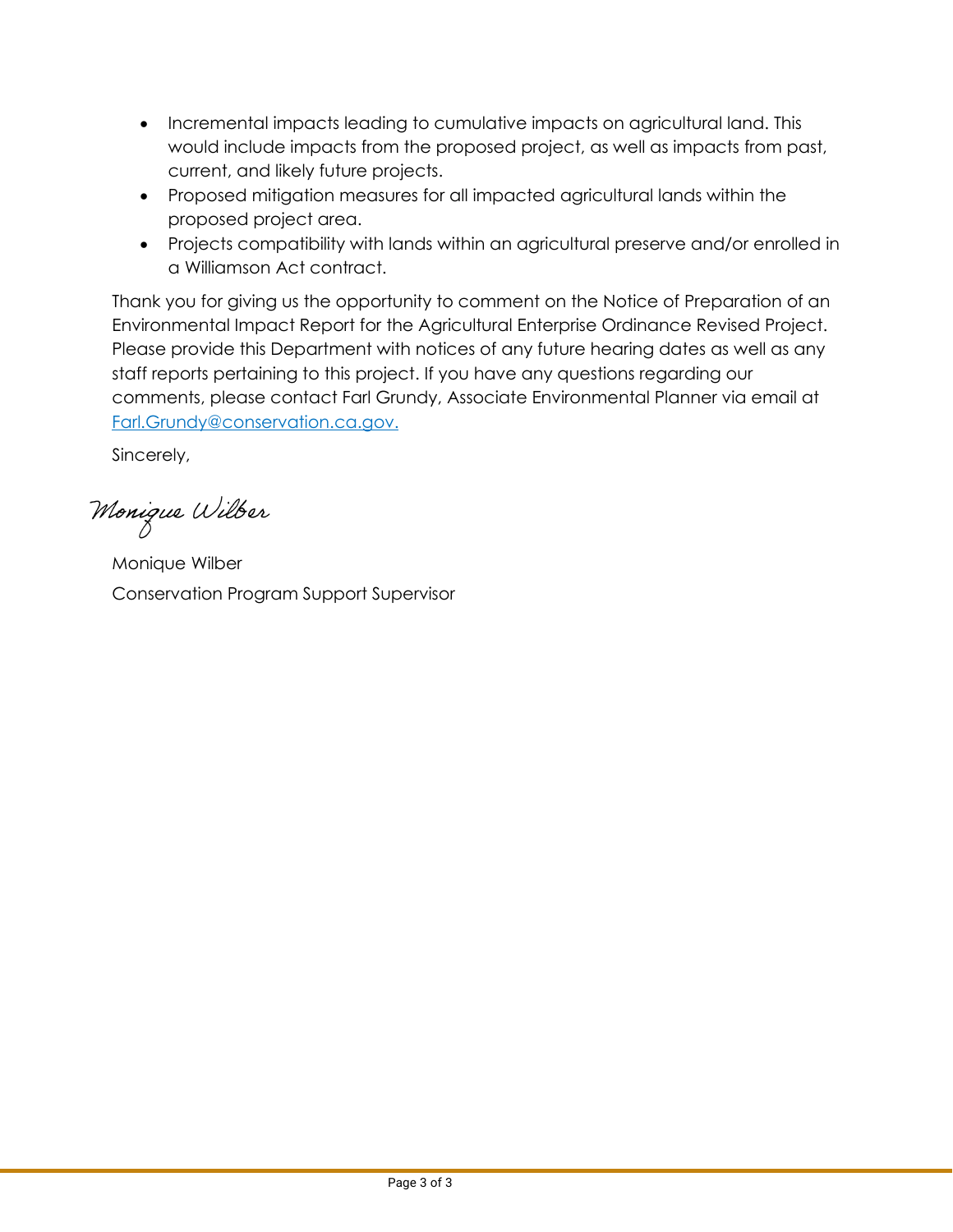- Incremental impacts leading to cumulative impacts on agricultural land. This would include impacts from the proposed project, as well as impacts from past, current, and likely future projects.
- Proposed mitigation measures for all impacted agricultural lands within the proposed project area.
- Projects compatibility with lands within an agricultural preserve and/or enrolled in a Williamson Act contract.

Thank you for giving us the opportunity to comment on the Notice of Preparation of an Environmental Impact Report for the Agricultural Enterprise Ordinance Revised Project. Please provide this Department with notices of any future hearing dates as well as any staff reports pertaining to this project. If you have any questions regarding our comments, please contact Farl Grundy, Associate Environmental Planner via email at Farl.Grundy@conservation.ca.gov.

Sincerely,

*Monique Wilber*

Monique Wilber
Conservation Program Support Supervisor